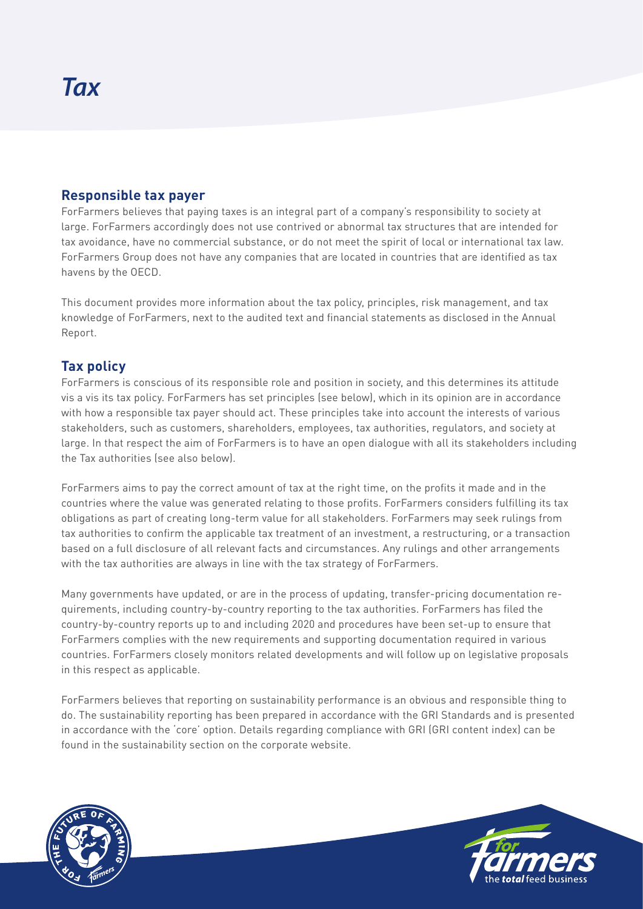# *Tax*

## Responsible tax payer

ForFarmers believes that paying taxes is an integral part of a company's responsibility to society at large. ForFarmers accordingly does not use contrived or abnormal tax structures that are intended for tax avoidance, have no commercial substance, or do not meet the spirit of local or international tax law. ForFarmers Group does not have any companies that are located in countries that are identified as tax havens by the OECD.

This document provides more information about the tax policy, principles, risk management, and tax knowledge of ForFarmers, next to the audited text and financial statements as disclosed in the Annual Report.

## Tax policy

ForFarmers is conscious of its responsible role and position in society, and this determines its attitude vis a vis its tax policy. ForFarmers has set principles (see below), which in its opinion are in accordance with how a responsible tax payer should act. These principles take into account the interests of various stakeholders, such as customers, shareholders, employees, tax authorities, regulators, and society at large. In that respect the aim of ForFarmers is to have an open dialogue with all its stakeholders including the Tax authorities (see also below).

ForFarmers aims to pay the correct amount of tax at the right time, on the profits it made and in the countries where the value was generated relating to those profits. ForFarmers considers fulfilling its tax obligations as part of creating long-term value for all stakeholders. ForFarmers may seek rulings from tax authorities to confirm the applicable tax treatment of an investment, a restructuring, or a transaction based on a full disclosure of all relevant facts and circumstances. Any rulings and other arrangements with the tax authorities are always in line with the tax strategy of ForFarmers.

Many governments have updated, or are in the process of updating, transfer-pricing documentation requirements, including country-by-country reporting to the tax authorities. ForFarmers has filed the country-by-country reports up to and including 2020 and procedures have been set-up to ensure that ForFarmers complies with the new requirements and supporting documentation required in various countries. ForFarmers closely monitors related developments and will follow up on legislative proposals in this respect as applicable.

ForFarmers believes that reporting on sustainability performance is an obvious and responsible thing to do. The sustainability reporting has been prepared in accordance with the GRI Standards and is presented in accordance with the 'core' option. Details regarding compliance with GRI (GRI content index) can be found in the sustainability section on the corporate website.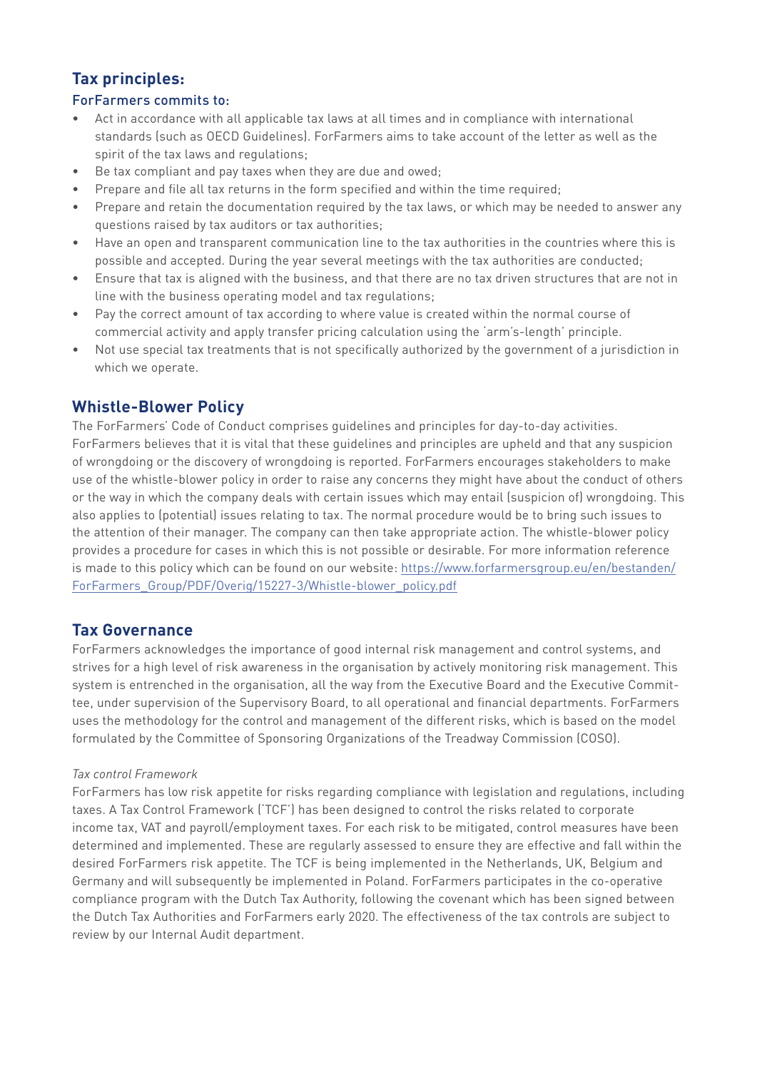## Tax principles:

### ForFarmers commits to:

- Act in accordance with all applicable tax laws at all times and in compliance with international standards (such as OECD Guidelines). ForFarmers aims to take account of the letter as well as the spirit of the tax laws and regulations;
- Be tax compliant and pay taxes when they are due and owed;
- Prepare and file all tax returns in the form specified and within the time required;
- Prepare and retain the documentation required by the tax laws, or which may be needed to answer any questions raised by tax auditors or tax authorities;
- Have an open and transparent communication line to the tax authorities in the countries where this is possible and accepted. During the year several meetings with the tax authorities are conducted;
- Ensure that tax is aligned with the business, and that there are no tax driven structures that are not in line with the business operating model and tax regulations;
- Pay the correct amount of tax according to where value is created within the normal course of commercial activity and apply transfer pricing calculation using the 'arm's-length' principle.
- Not use special tax treatments that is not specifically authorized by the government of a jurisdiction in which we operate.

## Whistle-Blower Policy

The ForFarmers' Code of Conduct comprises guidelines and principles for day-to-day activities. ForFarmers believes that it is vital that these guidelines and principles are upheld and that any suspicion of wrongdoing or the discovery of wrongdoing is reported. ForFarmers encourages stakeholders to make use of the whistle-blower policy in order to raise any concerns they might have about the conduct of others or the way in which the company deals with certain issues which may entail (suspicion of) wrongdoing. This also applies to (potential) issues relating to tax. The normal procedure would be to bring such issues to the attention of their manager. The company can then take appropriate action. The whistle-blower policy provides a procedure for cases in which this is not possible or desirable. For more information reference is made to this policy which can be found on our website: https://www.forfarmersgroup.eu/en/bestanden/ForFarmers_Group/PDF/Overig/15227-3/Whistle-blower_policy.pdf

## Tax Governance

ForFarmers acknowledges the importance of good internal risk management and control systems, and strives for a high level of risk awareness in the organisation by actively monitoring risk management. This system is entrenched in the organisation, all the way from the Executive Board and the Executive Committee, under supervision of the Supervisory Board, to all operational and financial departments. ForFarmers uses the methodology for the control and management of the different risks, which is based on the model formulated by the Committee of Sponsoring Organizations of the Treadway Commission (COSO).

*Tax control Framework*

ForFarmers has low risk appetite for risks regarding compliance with legislation and regulations, including taxes. A Tax Control Framework ('TCF') has been designed to control the risks related to corporate income tax, VAT and payroll/employment taxes. For each risk to be mitigated, control measures have been determined and implemented. These are regularly assessed to ensure they are effective and fall within the desired ForFarmers risk appetite. The TCF is being implemented in the Netherlands, UK, Belgium and Germany and will subsequently be implemented in Poland. ForFarmers participates in the co-operative compliance program with the Dutch Tax Authority, following the covenant which has been signed between the Dutch Tax Authorities and ForFarmers early 2020. The effectiveness of the tax controls are subject to review by our Internal Audit department.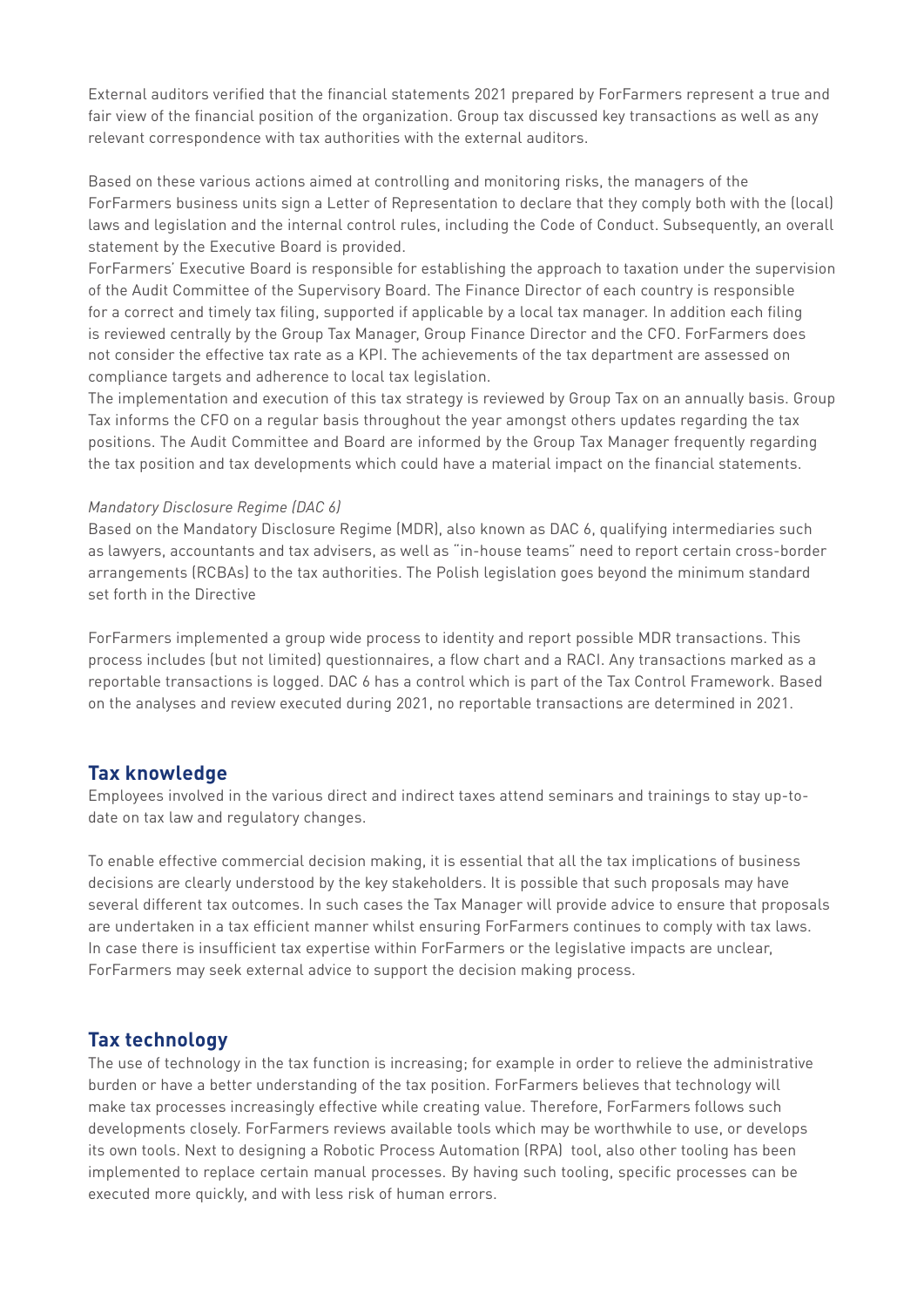External auditors verified that the financial statements 2021 prepared by ForFarmers represent a true and fair view of the financial position of the organization. Group tax discussed key transactions as well as any relevant correspondence with tax authorities with the external auditors.

Based on these various actions aimed at controlling and monitoring risks, the managers of the ForFarmers business units sign a Letter of Representation to declare that they comply both with the (local) laws and legislation and the internal control rules, including the Code of Conduct. Subsequently, an overall statement by the Executive Board is provided.

ForFarmers' Executive Board is responsible for establishing the approach to taxation under the supervision of the Audit Committee of the Supervisory Board. The Finance Director of each country is responsible for a correct and timely tax filing, supported if applicable by a local tax manager. In addition each filing is reviewed centrally by the Group Tax Manager, Group Finance Director and the CFO. ForFarmers does not consider the effective tax rate as a KPI. The achievements of the tax department are assessed on compliance targets and adherence to local tax legislation.

The implementation and execution of this tax strategy is reviewed by Group Tax on an annually basis. Group Tax informs the CFO on a regular basis throughout the year amongst others updates regarding the tax positions. The Audit Committee and Board are informed by the Group Tax Manager frequently regarding the tax position and tax developments which could have a material impact on the financial statements.

*Mandatory Disclosure Regime (DAC 6)*

Based on the Mandatory Disclosure Regime (MDR), also known as DAC 6, qualifying intermediaries such as lawyers, accountants and tax advisers, as well as "in-house teams" need to report certain cross-border arrangements (RCBAs) to the tax authorities. The Polish legislation goes beyond the minimum standard set forth in the Directive

ForFarmers implemented a group wide process to identity and report possible MDR transactions. This process includes (but not limited) questionnaires, a flow chart and a RACI. Any transactions marked as a reportable transactions is logged. DAC 6 has a control which is part of the Tax Control Framework. Based on the analyses and review executed during 2021, no reportable transactions are determined in 2021.

## Tax knowledge

Employees involved in the various direct and indirect taxes attend seminars and trainings to stay up-to-date on tax law and regulatory changes.

To enable effective commercial decision making, it is essential that all the tax implications of business decisions are clearly understood by the key stakeholders. It is possible that such proposals may have several different tax outcomes. In such cases the Tax Manager will provide advice to ensure that proposals are undertaken in a tax efficient manner whilst ensuring ForFarmers continues to comply with tax laws. In case there is insufficient tax expertise within ForFarmers or the legislative impacts are unclear, ForFarmers may seek external advice to support the decision making process.

## Tax technology

The use of technology in the tax function is increasing; for example in order to relieve the administrative burden or have a better understanding of the tax position. ForFarmers believes that technology will make tax processes increasingly effective while creating value. Therefore, ForFarmers follows such developments closely. ForFarmers reviews available tools which may be worthwhile to use, or develops its own tools. Next to designing a Robotic Process Automation (RPA) tool, also other tooling has been implemented to replace certain manual processes. By having such tooling, specific processes can be executed more quickly, and with less risk of human errors.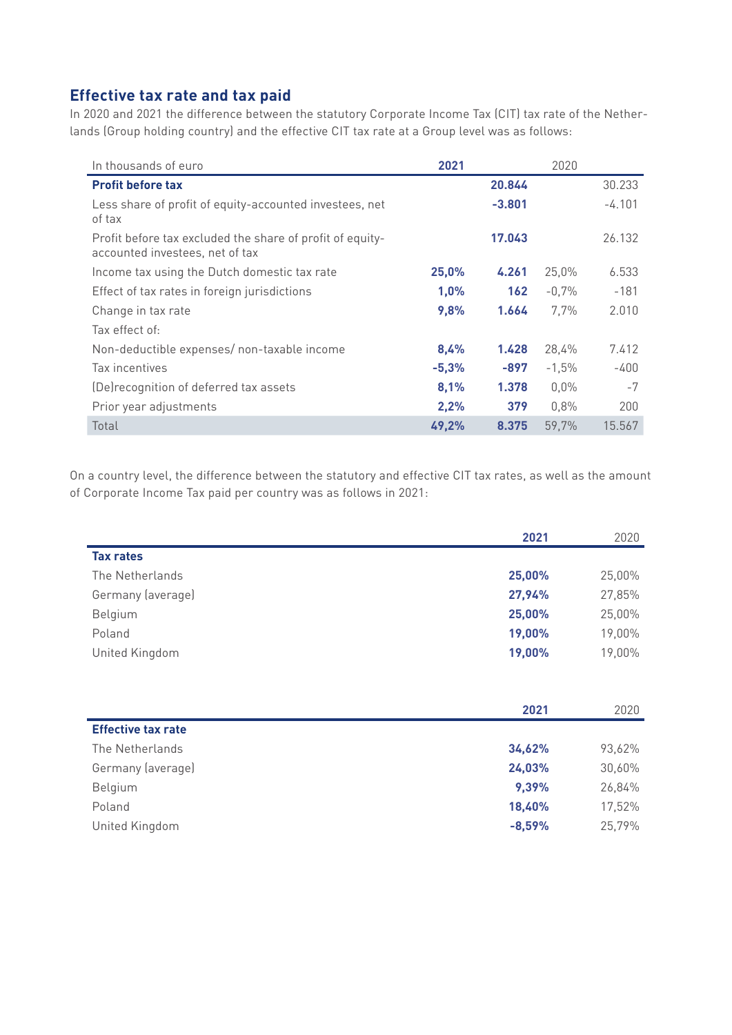## Effective tax rate and tax paid

In 2020 and 2021 the difference between the statutory Corporate Income Tax (CIT) tax rate of the Netherlands (Group holding country) and the effective CIT tax rate at a Group level was as follows:

| In thousands of euro | 2021 | | 2020 | |
|---|---|---|---|---|
| **Profit before tax** | | **20.844** | | 30.233 |
| Less share of profit of equity-accounted investees, net of tax | | **-3.801** | | -4.101 |
| Profit before tax excluded the share of profit of equity-accounted investees, net of tax | | **17.043** | | 26.132 |
| Income tax using the Dutch domestic tax rate | **25,0%** | **4.261** | 25,0% | 6.533 |
| Effect of tax rates in foreign jurisdictions | **1,0%** | **162** | -0,7% | -181 |
| Change in tax rate | **9,8%** | **1.664** | 7,7% | 2.010 |
| Tax effect of: | | | | |
| Non-deductible expenses/ non-taxable income | **8,4%** | **1.428** | 28,4% | 7.412 |
| Tax incentives | **-5,3%** | **-897** | -1,5% | -400 |
| (De)recognition of deferred tax assets | **8,1%** | **1.378** | 0,0% | -7 |
| Prior year adjustments | **2,2%** | **379** | 0,8% | 200 |
| Total | **49,2%** | **8.375** | 59,7% | 15.567 |

On a country level, the difference between the statutory and effective CIT tax rates, as well as the amount of Corporate Income Tax paid per country was as follows in 2021:

| | 2021 | 2020 |
|---|---|---|
| **Tax rates** | | |
| The Netherlands | **25,00%** | 25,00% |
| Germany (average) | **27,94%** | 27,85% |
| Belgium | **25,00%** | 25,00% |
| Poland | **19,00%** | 19,00% |
| United Kingdom | **19,00%** | 19,00% |

| | 2021 | 2020 |
|---|---|---|
| **Effective tax rate** | | |
| The Netherlands | **34,62%** | 93,62% |
| Germany (average) | **24,03%** | 30,60% |
| Belgium | **9,39%** | 26,84% |
| Poland | **18,40%** | 17,52% |
| United Kingdom | **-8,59%** | 25,79% |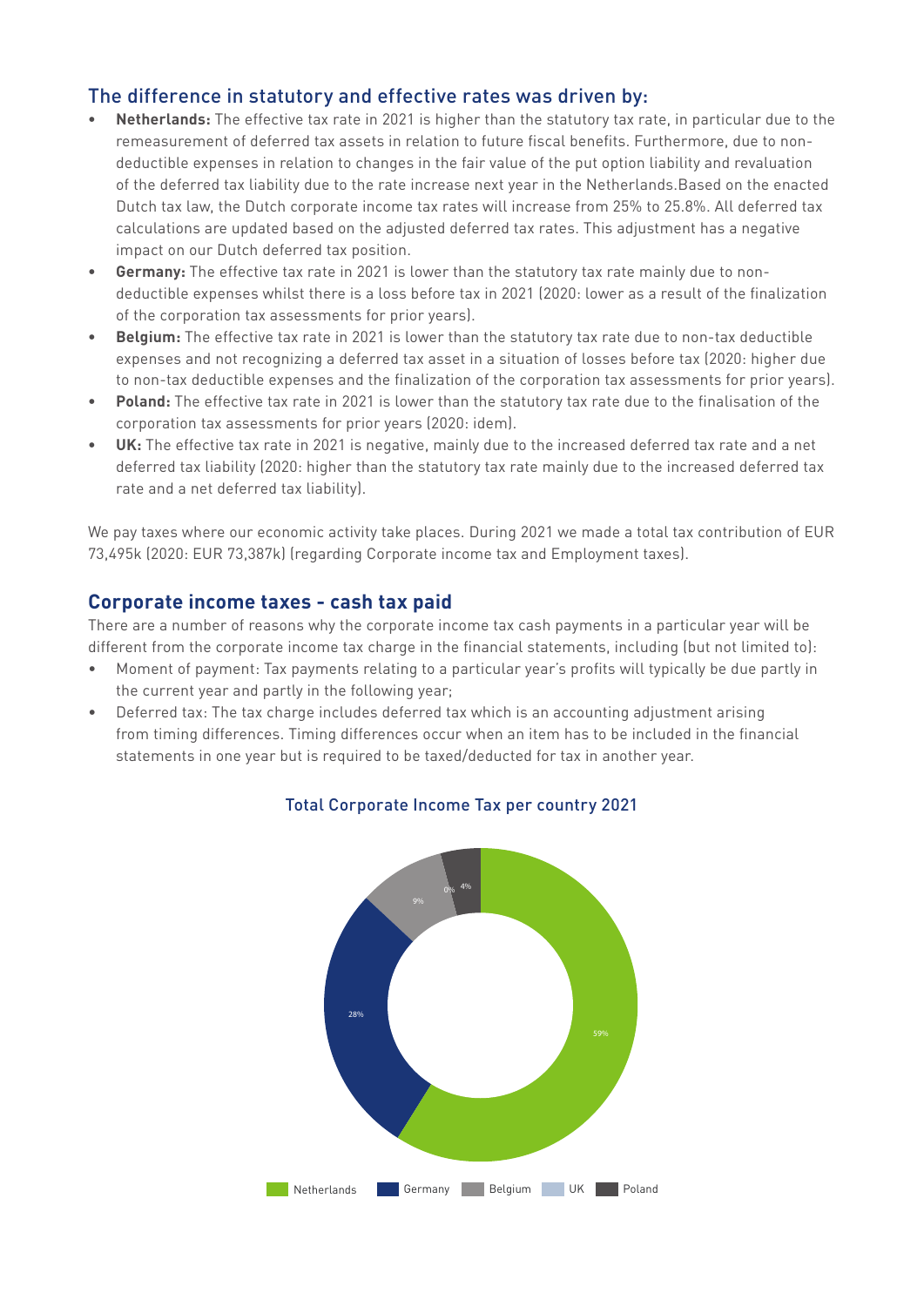## The difference in statutory and effective rates was driven by:

- **Netherlands:** The effective tax rate in 2021 is higher than the statutory tax rate, in particular due to the remeasurement of deferred tax assets in relation to future fiscal benefits. Furthermore, due to non-deductible expenses in relation to changes in the fair value of the put option liability and revaluation of the deferred tax liability due to the rate increase next year in the Netherlands.Based on the enacted Dutch tax law, the Dutch corporate income tax rates will increase from 25% to 25.8%. All deferred tax calculations are updated based on the adjusted deferred tax rates. This adjustment has a negative impact on our Dutch deferred tax position.
- **Germany:** The effective tax rate in 2021 is lower than the statutory tax rate mainly due to non-deductible expenses whilst there is a loss before tax in 2021 (2020: lower as a result of the finalization of the corporation tax assessments for prior years).
- **Belgium:** The effective tax rate in 2021 is lower than the statutory tax rate due to non-tax deductible expenses and not recognizing a deferred tax asset in a situation of losses before tax (2020: higher due to non-tax deductible expenses and the finalization of the corporation tax assessments for prior years).
- **Poland:** The effective tax rate in 2021 is lower than the statutory tax rate due to the finalisation of the corporation tax assessments for prior years (2020: idem).
- **UK:** The effective tax rate in 2021 is negative, mainly due to the increased deferred tax rate and a net deferred tax liability (2020: higher than the statutory tax rate mainly due to the increased deferred tax rate and a net deferred tax liability).

We pay taxes where our economic activity take places. During 2021 we made a total tax contribution of EUR 73,495k (2020: EUR 73,387k) (regarding Corporate income tax and Employment taxes).

## Corporate income taxes - cash tax paid

There are a number of reasons why the corporate income tax cash payments in a particular year will be different from the corporate income tax charge in the financial statements, including (but not limited to):

- Moment of payment: Tax payments relating to a particular year's profits will typically be due partly in the current year and partly in the following year;
- Deferred tax: The tax charge includes deferred tax which is an accounting adjustment arising from timing differences. Timing differences occur when an item has to be included in the financial statements in one year but is required to be taxed/deducted for tax in another year.

### Total Corporate Income Tax per country 2021

| Country | Share |
|---|---|
| Netherlands | 59% |
| Germany | 28% |
| Belgium | 9% |
| UK | 0% |
| Poland | 4% |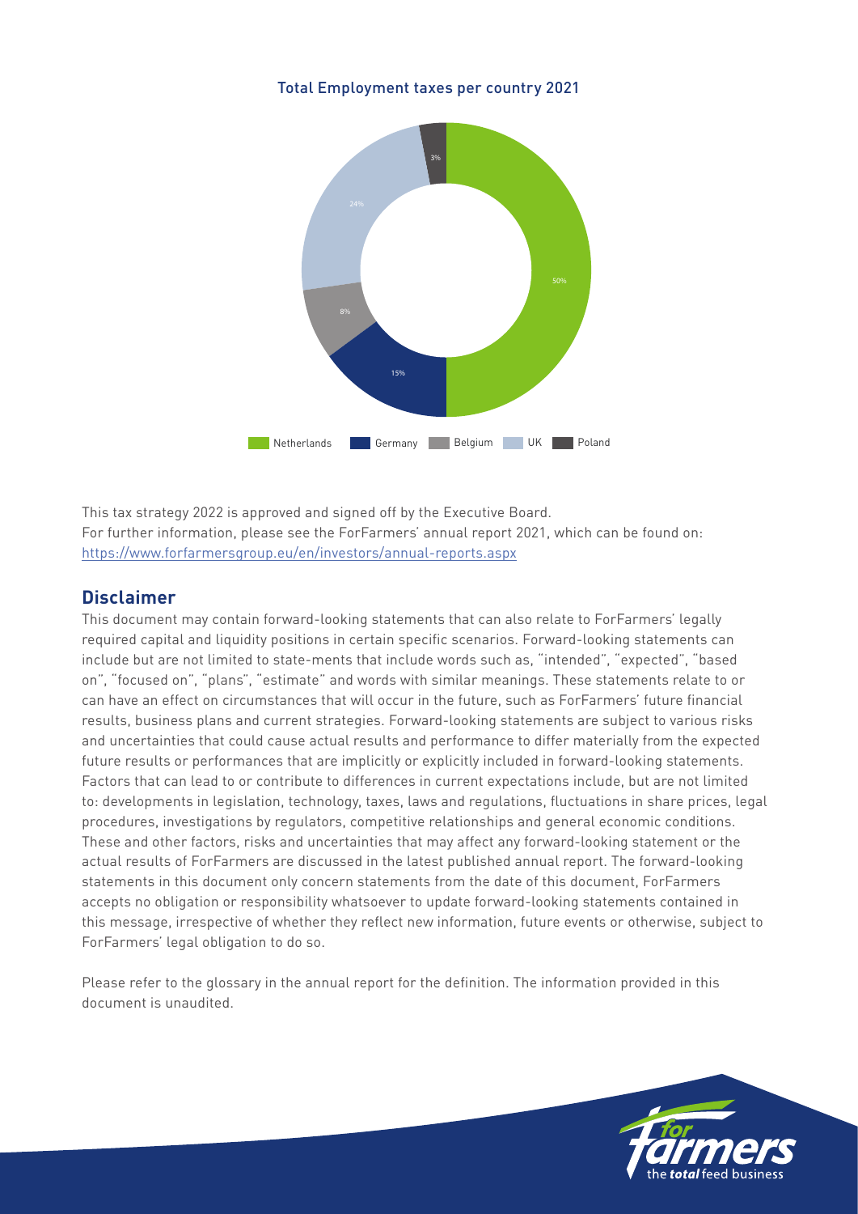Total Employment taxes per country 2021

3%

24%

8%

15%

50%

Netherlands Germany Belgium UK Poland

This tax strategy 2022 is approved and signed off by the Executive Board.
For further information, please see the ForFarmers' annual report 2021, which can be found on:
https://www.forfarmersgroup.eu/en/investors/annual-reports.aspx

## Disclaimer

This document may contain forward-looking statements that can also relate to ForFarmers' legally required capital and liquidity positions in certain specific scenarios. Forward-looking statements can include but are not limited to state-ments that include words such as, "intended", "expected", "based on", "focused on", "plans", "estimate" and words with similar meanings. These statements relate to or can have an effect on circumstances that will occur in the future, such as ForFarmers' future financial results, business plans and current strategies. Forward-looking statements are subject to various risks and uncertainties that could cause actual results and performance to differ materially from the expected future results or performances that are implicitly or explicitly included in forward-looking statements. Factors that can lead to or contribute to differences in current expectations include, but are not limited to: developments in legislation, technology, taxes, laws and regulations, fluctuations in share prices, legal procedures, investigations by regulators, competitive relationships and general economic conditions. These and other factors, risks and uncertainties that may affect any forward-looking statement or the actual results of ForFarmers are discussed in the latest published annual report. The forward-looking statements in this document only concern statements from the date of this document, ForFarmers accepts no obligation or responsibility whatsoever to update forward-looking statements contained in this message, irrespective of whether they reflect new information, future events or otherwise, subject to ForFarmers' legal obligation to do so.

Please refer to the glossary in the annual report for the definition. The information provided in this document is unaudited.

for farmers
the total feed business